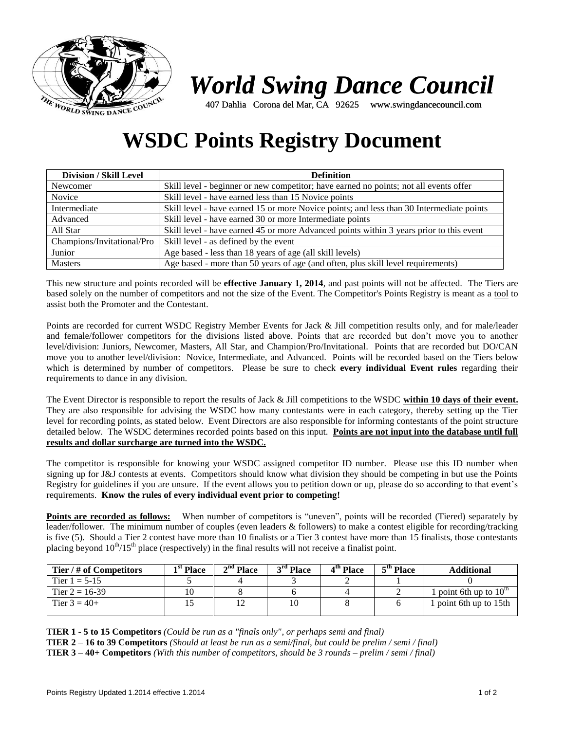# World Swing Dance Council

407 Dahlia Corona del Mar, CA 92625 www.swingdancecouncil.com

# WSDC Points Registry Document

| Division / Skill Level | Definition |
| --- | --- |
| Newcomer | Skill level - beginner or new competitor; have earned no points; not all events offer |
| Novice | Skill level - have earned less than 15 Novice points |
| Intermediate | Skill level - have earned 15 or more Novice points; and less than 30 Intermediate points |
| Advanced | Skill level - have earned 30 or more Intermediate points |
| All Star | Skill level - have earned 45 or more Advanced points within 3 years prior to this event |
| Champions/Invitational/Pro | Skill level - as defined by the event |
| Junior | Age based - less than 18 years of age (all skill levels) |
| Masters | Age based - more than 50 years of age (and often, plus skill level requirements) |

This new structure and points recorded will be **effective January 1, 2014**, and past points will not be affected. The Tiers are based solely on the number of competitors and not the size of the Event. The Competitor's Points Registry is meant as a tool to assist both the Promoter and the Contestant.

Points are recorded for current WSDC Registry Member Events for Jack & Jill competition results only, and for male/leader and female/follower competitors for the divisions listed above. Points that are recorded but don't move you to another level/division: Juniors, Newcomer, Masters, All Star, and Champion/Pro/Invitational. Points that are recorded but DO/CAN move you to another level/division: Novice, Intermediate, and Advanced. Points will be recorded based on the Tiers below which is determined by number of competitors. Please be sure to check **every individual Event rules** regarding their requirements to dance in any division.

The Event Director is responsible to report the results of Jack & Jill competitions to the WSDC **within 10 days of their event.** They are also responsible for advising the WSDC how many contestants were in each category, thereby setting up the Tier level for recording points, as stated below. Event Directors are also responsible for informing contestants of the point structure detailed below. The WSDC determines recorded points based on this input. **Points are not input into the database until full results and dollar surcharge are turned into the WSDC.**

The competitor is responsible for knowing your WSDC assigned competitor ID number. Please use this ID number when signing up for J&J contests at events. Competitors should know what division they should be competing in but use the Points Registry for guidelines if you are unsure. If the event allows you to petition down or up, please do so according to that event's requirements. **Know the rules of every individual event prior to competing!**

**Points are recorded as follows:** When number of competitors is "uneven", points will be recorded (Tiered) separately by leader/follower. The minimum number of couples (even leaders & followers) to make a contest eligible for recording/tracking is five (5). Should a Tier 2 contest have more than 10 finalists or a Tier 3 contest have more than 15 finalists, those contestants placing beyond 10th/15th place (respectively) in the final results will not receive a finalist point.

| Tier / # of Competitors | 1st Place | 2nd Place | 3rd Place | 4th Place | 5th Place | Additional |
| --- | --- | --- | --- | --- | --- | --- |
| Tier 1 = 5-15 | 5 | 4 | 3 | 2 | 1 | 0 |
| Tier 2 = 16-39 | 10 | 8 | 6 | 4 | 2 | 1 point 6th up to 10th |
| Tier 3 = 40+ | 15 | 12 | 10 | 8 | 6 | 1 point 6th up to 15th |

**TIER 1** - **5 to 15 Competitors** *(Could be run as a "finals only", or perhaps semi and final)*
**TIER 2** – **16 to 39 Competitors** *(Should at least be run as a semi/final, but could be prelim / semi / final)*
**TIER 3** – **40+ Competitors** *(With this number of competitors, should be 3 rounds – prelim / semi / final)*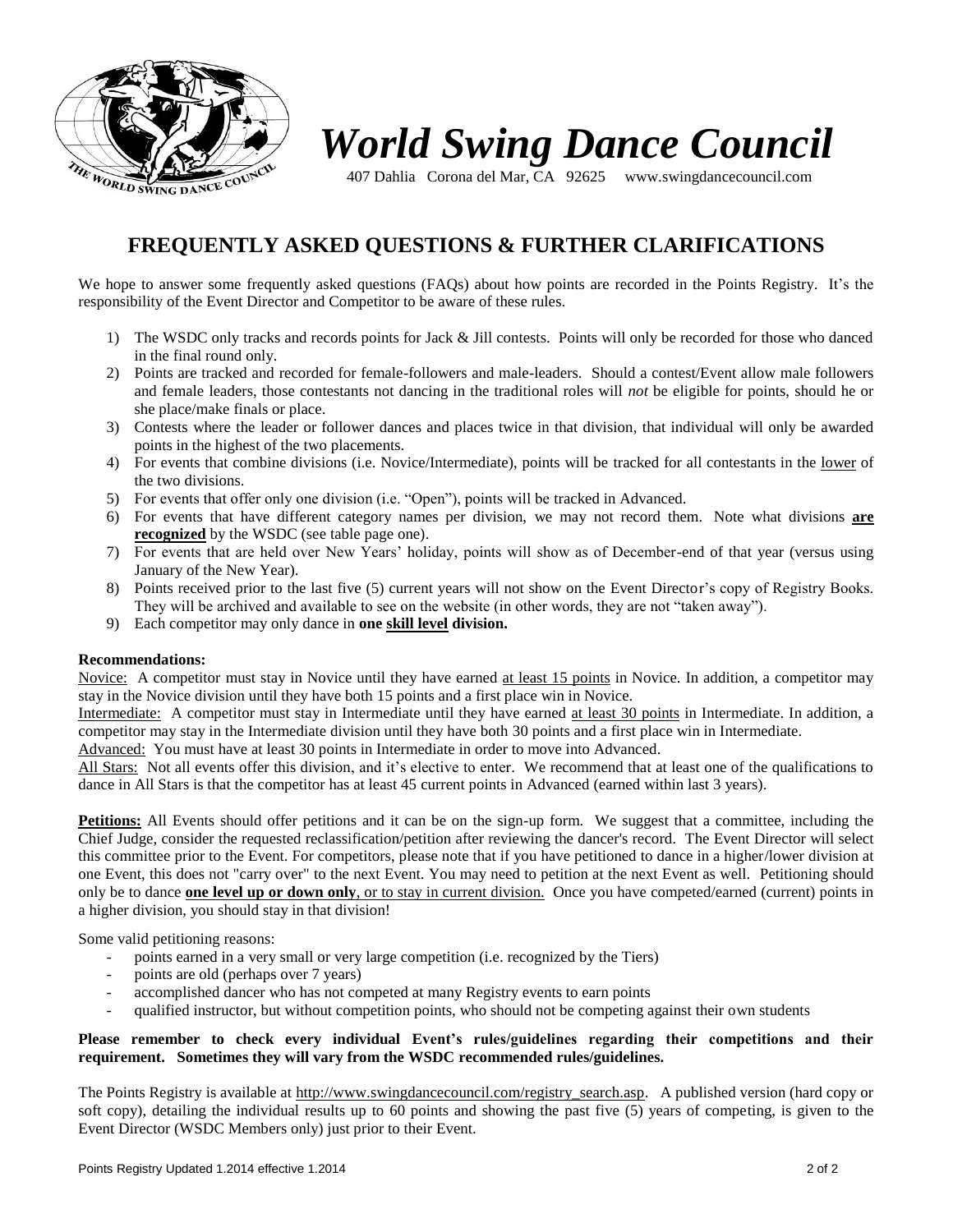# *World Swing Dance Council*

407 Dahlia Corona del Mar, CA 92625 www.swingdancecouncil.com

## FREQUENTLY ASKED QUESTIONS & FURTHER CLARIFICATIONS

We hope to answer some frequently asked questions (FAQs) about how points are recorded in the Points Registry. It's the responsibility of the Event Director and Competitor to be aware of these rules.

1) The WSDC only tracks and records points for Jack & Jill contests. Points will only be recorded for those who danced in the final round only.
2) Points are tracked and recorded for female-followers and male-leaders. Should a contest/Event allow male followers and female leaders, those contestants not dancing in the traditional roles will *not* be eligible for points, should he or she place/make finals or place.
3) Contests where the leader or follower dances and places twice in that division, that individual will only be awarded points in the highest of the two placements.
4) For events that combine divisions (i.e. Novice/Intermediate), points will be tracked for all contestants in the lower of the two divisions.
5) For events that offer only one division (i.e. "Open"), points will be tracked in Advanced.
6) For events that have different category names per division, we may not record them. Note what divisions **are recognized** by the WSDC (see table page one).
7) For events that are held over New Years' holiday, points will show as of December-end of that year (versus using January of the New Year).
8) Points received prior to the last five (5) current years will not show on the Event Director's copy of Registry Books. They will be archived and available to see on the website (in other words, they are not "taken away").
9) Each competitor may only dance in **one skill level division.**

**Recommendations:**

Novice: A competitor must stay in Novice until they have earned at least 15 points in Novice. In addition, a competitor may stay in the Novice division until they have both 15 points and a first place win in Novice.

Intermediate: A competitor must stay in Intermediate until they have earned at least 30 points in Intermediate. In addition, a competitor may stay in the Intermediate division until they have both 30 points and a first place win in Intermediate.

Advanced: You must have at least 30 points in Intermediate in order to move into Advanced.

All Stars: Not all events offer this division, and it's elective to enter. We recommend that at least one of the qualifications to dance in All Stars is that the competitor has at least 45 current points in Advanced (earned within last 3 years).

**Petitions:** All Events should offer petitions and it can be on the sign-up form. We suggest that a committee, including the Chief Judge, consider the requested reclassification/petition after reviewing the dancer's record. The Event Director will select this committee prior to the Event. For competitors, please note that if you have petitioned to dance in a higher/lower division at one Event, this does not "carry over" to the next Event. You may need to petition at the next Event as well. Petitioning should only be to dance **one level up or down only**, or to stay in current division. Once you have competed/earned (current) points in a higher division, you should stay in that division!

Some valid petitioning reasons:

- points earned in a very small or very large competition (i.e. recognized by the Tiers)
- points are old (perhaps over 7 years)
- accomplished dancer who has not competed at many Registry events to earn points
- qualified instructor, but without competition points, who should not be competing against their own students

**Please remember to check every individual Event's rules/guidelines regarding their competitions and their requirement. Sometimes they will vary from the WSDC recommended rules/guidelines.**

The Points Registry is available at http://www.swingdancecouncil.com/registry_search.asp. A published version (hard copy or soft copy), detailing the individual results up to 60 points and showing the past five (5) years of competing, is given to the Event Director (WSDC Members only) just prior to their Event.

Points Registry Updated 1.2014 effective 1.2014